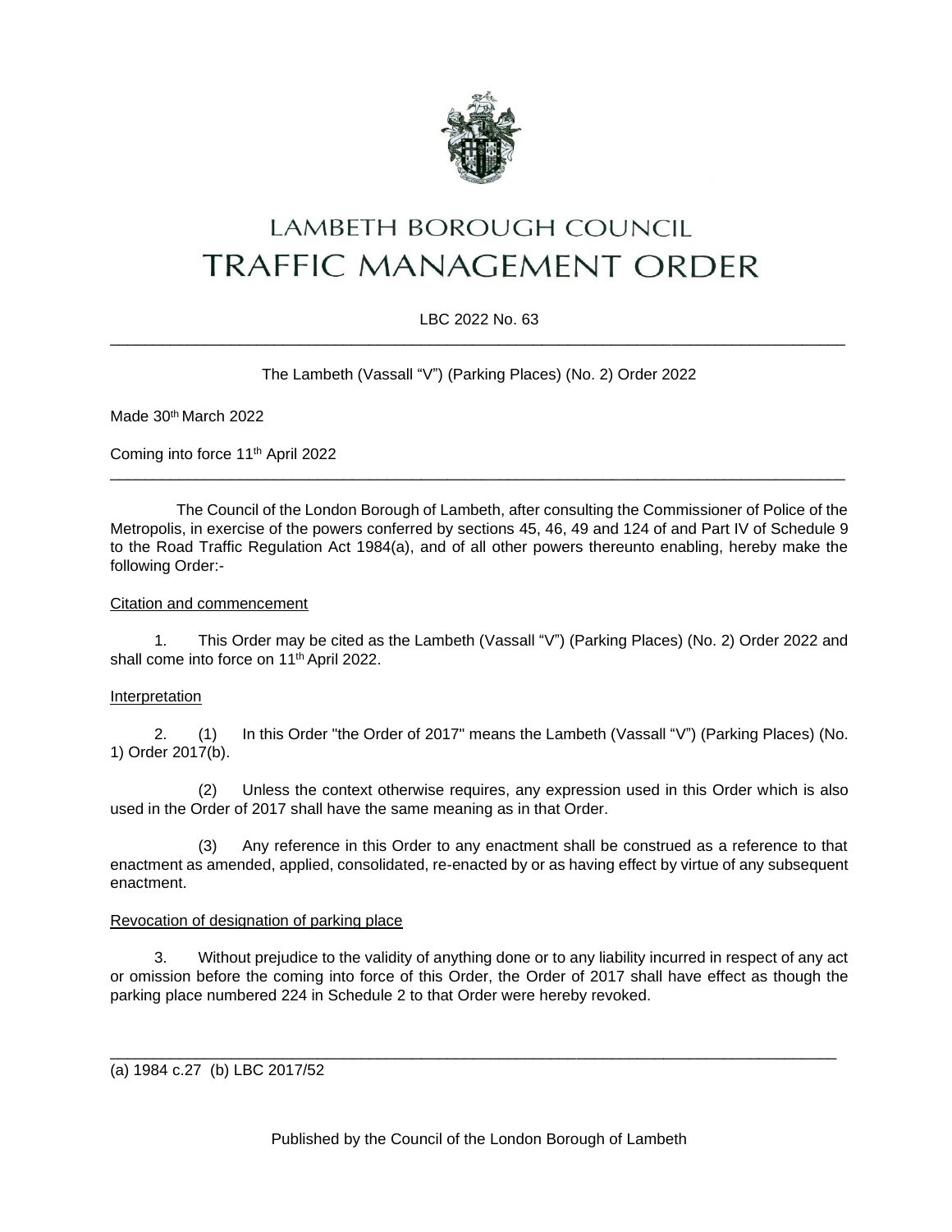# LAMBETH BOROUGH COUNCIL
# TRAFFIC MANAGEMENT ORDER

LBC 2022 No. 63

---

The Lambeth (Vassall "V") (Parking Places) (No. 2) Order 2022

Made 30th March 2022

Coming into force 11th April 2022

---

The Council of the London Borough of Lambeth, after consulting the Commissioner of Police of the Metropolis, in exercise of the powers conferred by sections 45, 46, 49 and 124 of and Part IV of Schedule 9 to the Road Traffic Regulation Act 1984(a), and of all other powers thereunto enabling, hereby make the following Order:-

Citation and commencement

1. This Order may be cited as the Lambeth (Vassall "V") (Parking Places) (No. 2) Order 2022 and shall come into force on 11th April 2022.

Interpretation

2. (1) In this Order "the Order of 2017" means the Lambeth (Vassall "V") (Parking Places) (No. 1) Order 2017(b).

(2) Unless the context otherwise requires, any expression used in this Order which is also used in the Order of 2017 shall have the same meaning as in that Order.

(3) Any reference in this Order to any enactment shall be construed as a reference to that enactment as amended, applied, consolidated, re-enacted by or as having effect by virtue of any subsequent enactment.

Revocation of designation of parking place

3. Without prejudice to the validity of anything done or to any liability incurred in respect of any act or omission before the coming into force of this Order, the Order of 2017 shall have effect as though the parking place numbered 224 in Schedule 2 to that Order were hereby revoked.

---

(a) 1984 c.27 (b) LBC 2017/52

Published by the Council of the London Borough of Lambeth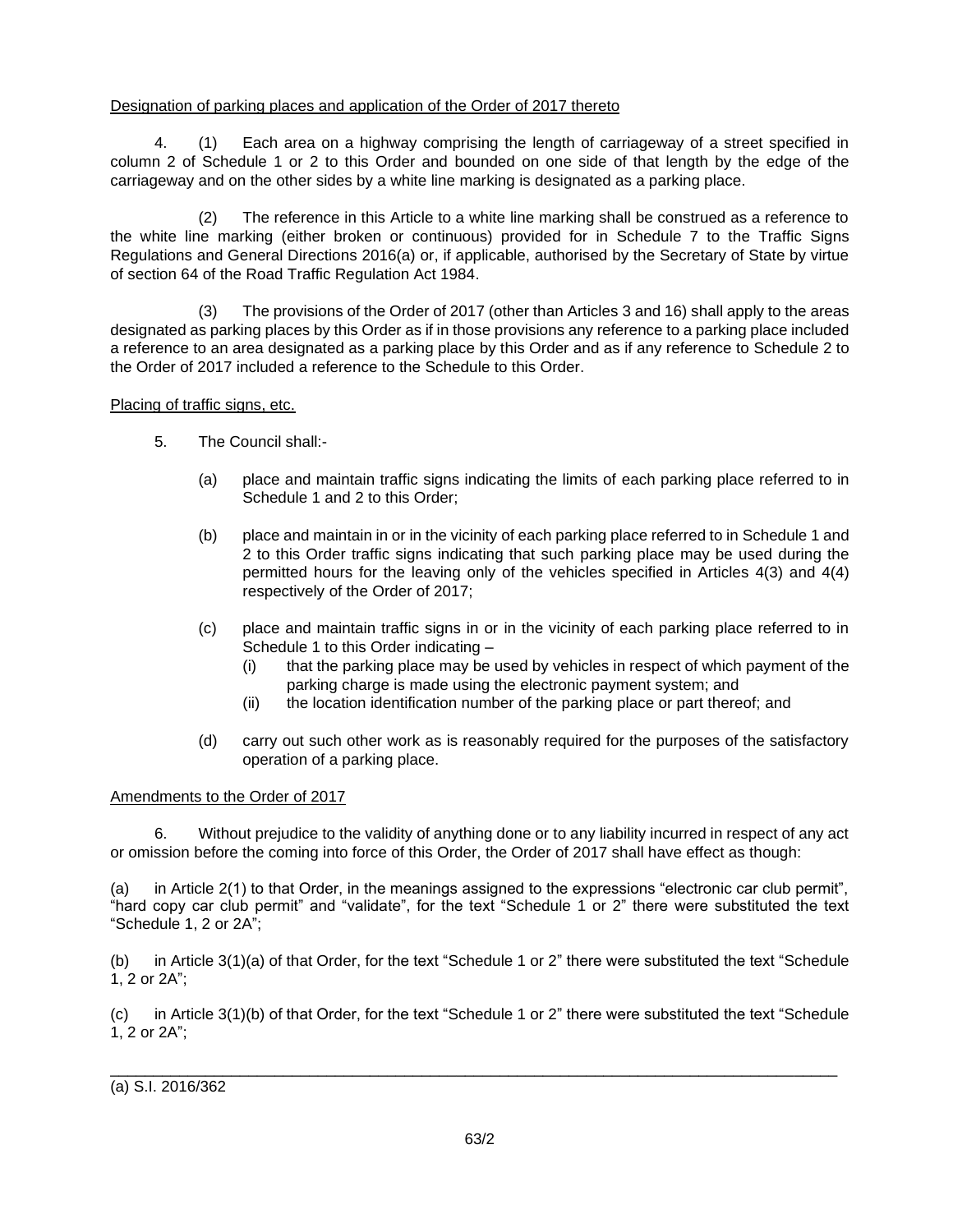Designation of parking places and application of the Order of 2017 thereto

4. (1) Each area on a highway comprising the length of carriageway of a street specified in column 2 of Schedule 1 or 2 to this Order and bounded on one side of that length by the edge of the carriageway and on the other sides by a white line marking is designated as a parking place.

(2) The reference in this Article to a white line marking shall be construed as a reference to the white line marking (either broken or continuous) provided for in Schedule 7 to the Traffic Signs Regulations and General Directions 2016(a) or, if applicable, authorised by the Secretary of State by virtue of section 64 of the Road Traffic Regulation Act 1984.

(3) The provisions of the Order of 2017 (other than Articles 3 and 16) shall apply to the areas designated as parking places by this Order as if in those provisions any reference to a parking place included a reference to an area designated as a parking place by this Order and as if any reference to Schedule 2 to the Order of 2017 included a reference to the Schedule to this Order.

Placing of traffic signs, etc.

5. The Council shall:-

(a) place and maintain traffic signs indicating the limits of each parking place referred to in Schedule 1 and 2 to this Order;

(b) place and maintain in or in the vicinity of each parking place referred to in Schedule 1 and 2 to this Order traffic signs indicating that such parking place may be used during the permitted hours for the leaving only of the vehicles specified in Articles 4(3) and 4(4) respectively of the Order of 2017;

(c) place and maintain traffic signs in or in the vicinity of each parking place referred to in Schedule 1 to this Order indicating –
   (i) that the parking place may be used by vehicles in respect of which payment of the parking charge is made using the electronic payment system; and
   (ii) the location identification number of the parking place or part thereof; and

(d) carry out such other work as is reasonably required for the purposes of the satisfactory operation of a parking place.

Amendments to the Order of 2017

6. Without prejudice to the validity of anything done or to any liability incurred in respect of any act or omission before the coming into force of this Order, the Order of 2017 shall have effect as though:

(a) in Article 2(1) to that Order, in the meanings assigned to the expressions "electronic car club permit", "hard copy car club permit" and "validate", for the text "Schedule 1 or 2" there were substituted the text "Schedule 1, 2 or 2A";

(b) in Article 3(1)(a) of that Order, for the text "Schedule 1 or 2" there were substituted the text "Schedule 1, 2 or 2A";

(c) in Article 3(1)(b) of that Order, for the text "Schedule 1 or 2" there were substituted the text "Schedule 1, 2 or 2A";

---

(a) S.I. 2016/362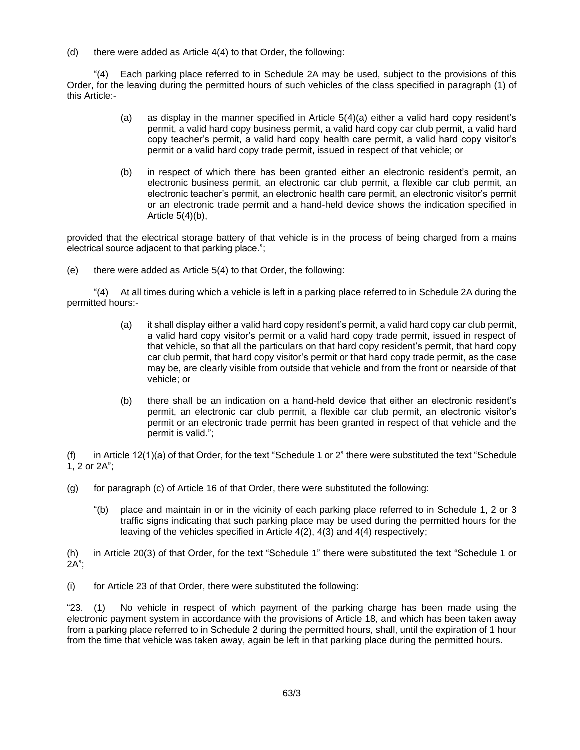(d) there were added as Article 4(4) to that Order, the following:

"(4) Each parking place referred to in Schedule 2A may be used, subject to the provisions of this Order, for the leaving during the permitted hours of such vehicles of the class specified in paragraph (1) of this Article:-

> (a) as display in the manner specified in Article 5(4)(a) either a valid hard copy resident's permit, a valid hard copy business permit, a valid hard copy car club permit, a valid hard copy teacher's permit, a valid hard copy health care permit, a valid hard copy visitor's permit or a valid hard copy trade permit, issued in respect of that vehicle; or
>
> (b) in respect of which there has been granted either an electronic resident's permit, an electronic business permit, an electronic car club permit, a flexible car club permit, an electronic teacher's permit, an electronic health care permit, an electronic visitor's permit or an electronic trade permit and a hand-held device shows the indication specified in Article 5(4)(b),

provided that the electrical storage battery of that vehicle is in the process of being charged from a mains electrical source adjacent to that parking place.";

(e) there were added as Article 5(4) to that Order, the following:

"(4) At all times during which a vehicle is left in a parking place referred to in Schedule 2A during the permitted hours:-

> (a) it shall display either a valid hard copy resident's permit, a valid hard copy car club permit, a valid hard copy visitor's permit or a valid hard copy trade permit, issued in respect of that vehicle, so that all the particulars on that hard copy resident's permit, that hard copy car club permit, that hard copy visitor's permit or that hard copy trade permit, as the case may be, are clearly visible from outside that vehicle and from the front or nearside of that vehicle; or
>
> (b) there shall be an indication on a hand-held device that either an electronic resident's permit, an electronic car club permit, a flexible car club permit, an electronic visitor's permit or an electronic trade permit has been granted in respect of that vehicle and the permit is valid.";

(f) in Article 12(1)(a) of that Order, for the text "Schedule 1 or 2" there were substituted the text "Schedule 1, 2 or 2A";

(g) for paragraph (c) of Article 16 of that Order, there were substituted the following:

> "(b) place and maintain in or in the vicinity of each parking place referred to in Schedule 1, 2 or 3 traffic signs indicating that such parking place may be used during the permitted hours for the leaving of the vehicles specified in Article 4(2), 4(3) and 4(4) respectively;

(h) in Article 20(3) of that Order, for the text "Schedule 1" there were substituted the text "Schedule 1 or 2A";

(i) for Article 23 of that Order, there were substituted the following:

"23. (1) No vehicle in respect of which payment of the parking charge has been made using the electronic payment system in accordance with the provisions of Article 18, and which has been taken away from a parking place referred to in Schedule 2 during the permitted hours, shall, until the expiration of 1 hour from the time that vehicle was taken away, again be left in that parking place during the permitted hours.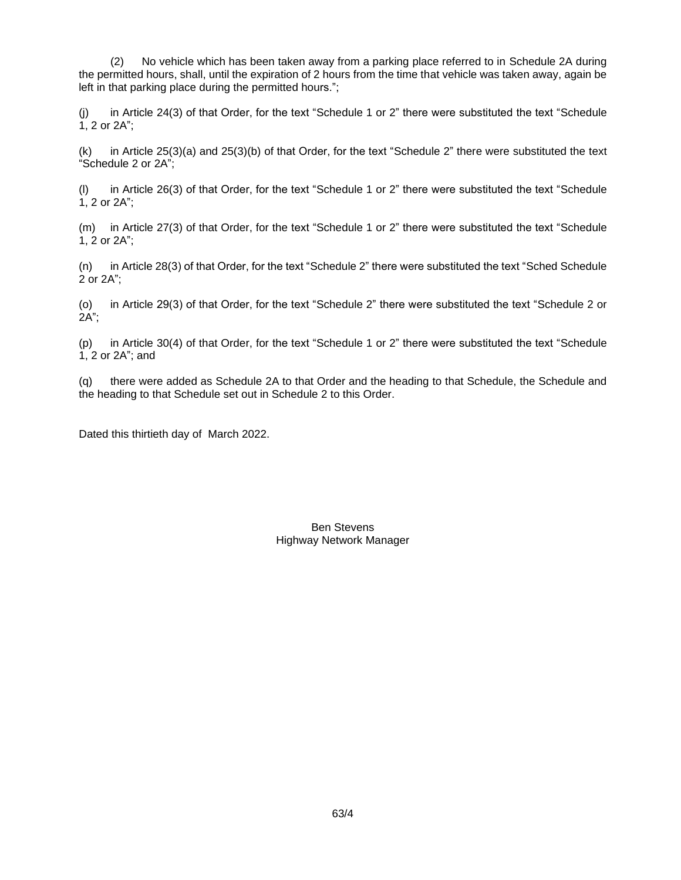(2) No vehicle which has been taken away from a parking place referred to in Schedule 2A during the permitted hours, shall, until the expiration of 2 hours from the time that vehicle was taken away, again be left in that parking place during the permitted hours.";

(j) in Article 24(3) of that Order, for the text "Schedule 1 or 2" there were substituted the text "Schedule 1, 2 or 2A";

(k) in Article 25(3)(a) and 25(3)(b) of that Order, for the text "Schedule 2" there were substituted the text "Schedule 2 or 2A";

(l) in Article 26(3) of that Order, for the text "Schedule 1 or 2" there were substituted the text "Schedule 1, 2 or 2A";

(m) in Article 27(3) of that Order, for the text "Schedule 1 or 2" there were substituted the text "Schedule 1, 2 or 2A";

(n) in Article 28(3) of that Order, for the text "Schedule 2" there were substituted the text "Sched Schedule 2 or 2A";

(o) in Article 29(3) of that Order, for the text "Schedule 2" there were substituted the text "Schedule 2 or 2A";

(p) in Article 30(4) of that Order, for the text "Schedule 1 or 2" there were substituted the text "Schedule 1, 2 or 2A"; and

(q) there were added as Schedule 2A to that Order and the heading to that Schedule, the Schedule and the heading to that Schedule set out in Schedule 2 to this Order.

Dated this thirtieth day of March 2022.

Ben Stevens
Highway Network Manager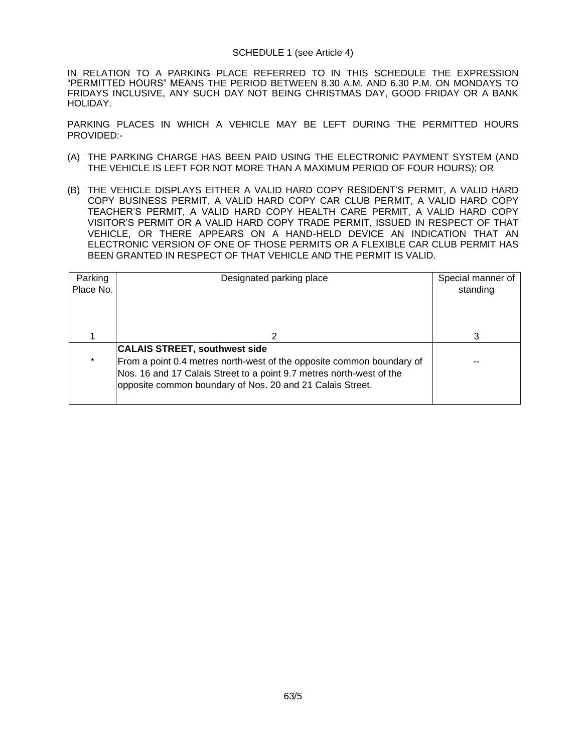SCHEDULE 1 (see Article 4)

IN RELATION TO A PARKING PLACE REFERRED TO IN THIS SCHEDULE THE EXPRESSION "PERMITTED HOURS" MEANS THE PERIOD BETWEEN 8.30 A.M. AND 6.30 P.M. ON MONDAYS TO FRIDAYS INCLUSIVE, ANY SUCH DAY NOT BEING CHRISTMAS DAY, GOOD FRIDAY OR A BANK HOLIDAY.

PARKING PLACES IN WHICH A VEHICLE MAY BE LEFT DURING THE PERMITTED HOURS PROVIDED:-

(A) THE PARKING CHARGE HAS BEEN PAID USING THE ELECTRONIC PAYMENT SYSTEM (AND THE VEHICLE IS LEFT FOR NOT MORE THAN A MAXIMUM PERIOD OF FOUR HOURS); OR

(B) THE VEHICLE DISPLAYS EITHER A VALID HARD COPY RESIDENT'S PERMIT, A VALID HARD COPY BUSINESS PERMIT, A VALID HARD COPY CAR CLUB PERMIT, A VALID HARD COPY TEACHER'S PERMIT, A VALID HARD COPY HEALTH CARE PERMIT, A VALID HARD COPY VISITOR'S PERMIT OR A VALID HARD COPY TRADE PERMIT, ISSUED IN RESPECT OF THAT VEHICLE, OR THERE APPEARS ON A HAND-HELD DEVICE AN INDICATION THAT AN ELECTRONIC VERSION OF ONE OF THOSE PERMITS OR A FLEXIBLE CAR CLUB PERMIT HAS BEEN GRANTED IN RESPECT OF THAT VEHICLE AND THE PERMIT IS VALID.

| Parking Place No. | Designated parking place | Special manner of standing |
|---|---|---|
| 1 | 2 | 3 |
| * | **CALAIS STREET, southwest side**<br>From a point 0.4 metres north-west of the opposite common boundary of Nos. 16 and 17 Calais Street to a point 9.7 metres north-west of the opposite common boundary of Nos. 20 and 21 Calais Street. | -- |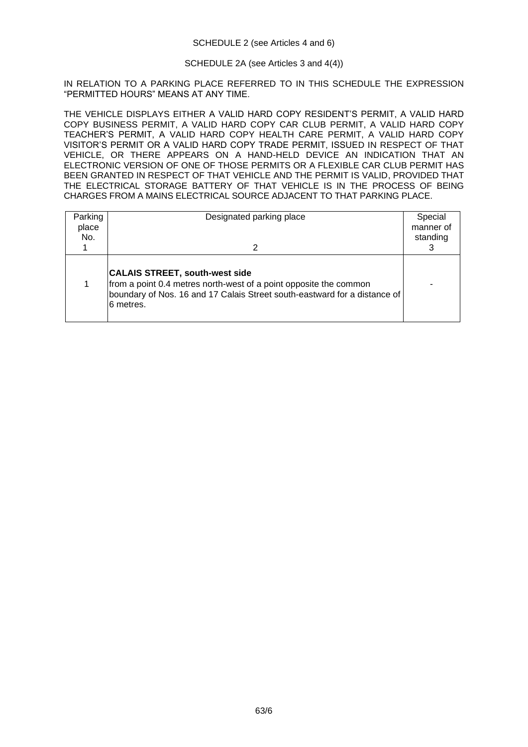SCHEDULE 2 (see Articles 4 and 6)

SCHEDULE 2A (see Articles 3 and 4(4))

IN RELATION TO A PARKING PLACE REFERRED TO IN THIS SCHEDULE THE EXPRESSION "PERMITTED HOURS" MEANS AT ANY TIME.

THE VEHICLE DISPLAYS EITHER A VALID HARD COPY RESIDENT'S PERMIT, A VALID HARD COPY BUSINESS PERMIT, A VALID HARD COPY CAR CLUB PERMIT, A VALID HARD COPY TEACHER'S PERMIT, A VALID HARD COPY HEALTH CARE PERMIT, A VALID HARD COPY VISITOR'S PERMIT OR A VALID HARD COPY TRADE PERMIT, ISSUED IN RESPECT OF THAT VEHICLE, OR THERE APPEARS ON A HAND-HELD DEVICE AN INDICATION THAT AN ELECTRONIC VERSION OF ONE OF THOSE PERMITS OR A FLEXIBLE CAR CLUB PERMIT HAS BEEN GRANTED IN RESPECT OF THAT VEHICLE AND THE PERMIT IS VALID, PROVIDED THAT THE ELECTRICAL STORAGE BATTERY OF THAT VEHICLE IS IN THE PROCESS OF BEING CHARGES FROM A MAINS ELECTRICAL SOURCE ADJACENT TO THAT PARKING PLACE.

| Parking place No. 1 | Designated parking place 2 | Special manner of standing 3 |
|---|---|---|
| 1 | **CALAIS STREET, south-west side** from a point 0.4 metres north-west of a point opposite the common boundary of Nos. 16 and 17 Calais Street south-eastward for a distance of 6 metres. | - |